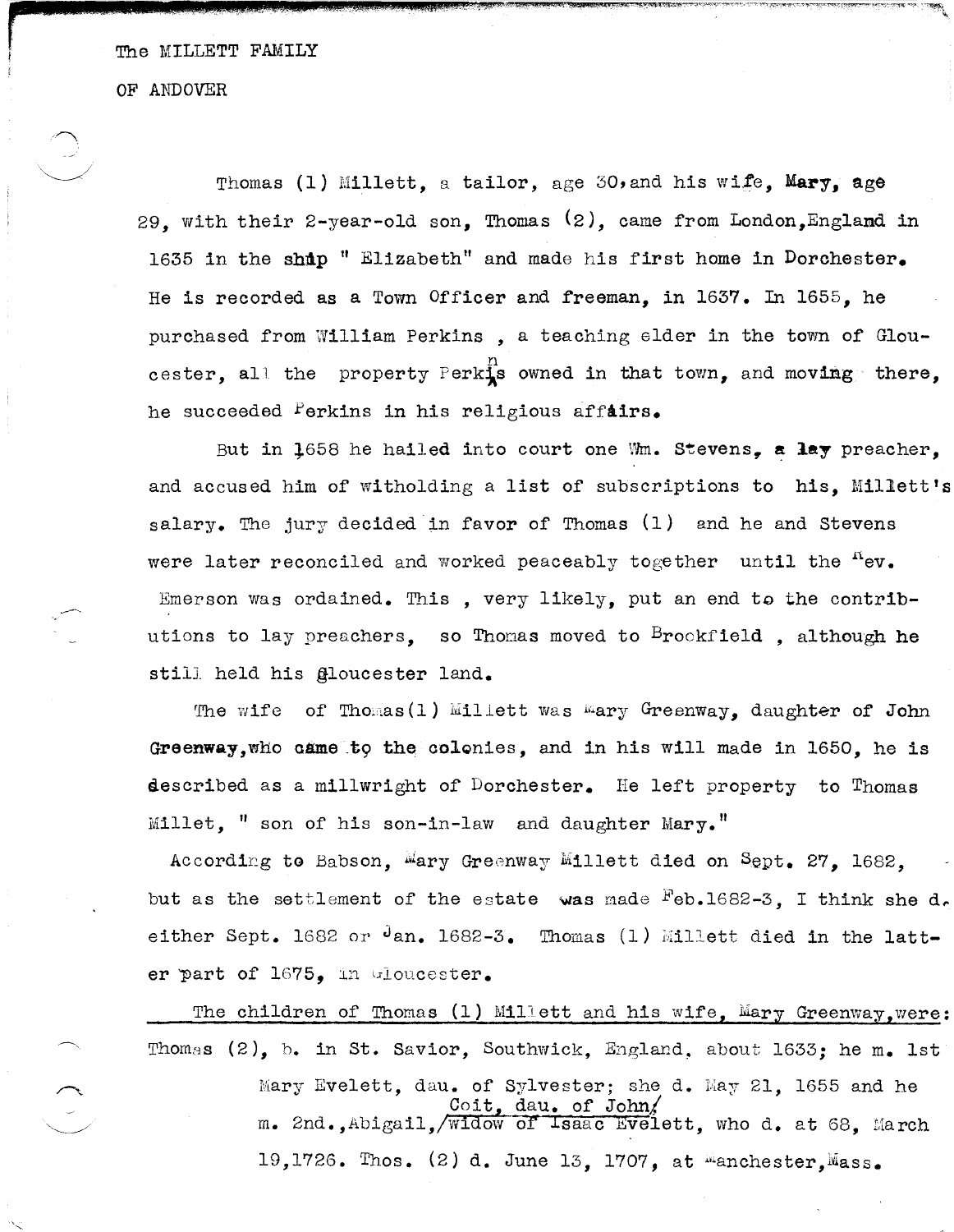# The MILLETT FAMILY

# OF ANDOVER

Thomas (1) Millett, a tailor, age 30, and his wife, **Mary**, age 29, with their 2-year-old son, Thomas (2), came from London, England in 1635 in the ship " Elizabeth" and made his first home in Dorchester. He is recorded as a Town Officer and freeman, in 1637. In 1655, he purchased from William Perkins , a teaching elder in the town of Gloucester, all the property Perkins owned in that town, and moving there, he succeeded Perkins in his religious affairs.

But in 1658 he hailed into court one Wm. Stevens, a lay preacher, and accused him of witholding a list of subscriptions to his, Millett's salary. The jury decided in favor of Thomas (1) and he and Stevens were later reconciled and worked peaceably together until the Rev. Emerson was ordained. This , very likely, put an end to the contributions to lay preachers, so Thomas moved to Brookfield , although he still held his Gloucester land.

The wife of Thomas(1) Millett was Mary Greenway, daughter of John Greenway, who came to the colonies, and in his will made in 1650, he is described as a millwright of Dorchester. He left property to Thomas Millet, " son of his son-in-law and daughter Mary."

According to Babson, Mary Greenway Millett died on Sept. 27, 1682, but as the settlement of the estate was made Feb.1682-3, I think she d. either Sept. 1682 or Jan. 1682-3. Thomas (1) Millett died in the latter part of 1675, in Gloucester.

The children of Thomas (1) Millett and his wife, Mary Greenway, were:

Thomas (2), b. in St. Savior, Southwick, England, about 1633; he m. 1st Mary Evelett, dau. of Sylvester; she d. May 21, 1655 and he m. 2nd., Abigail, Coit, dau. of John, ~~widow of Isaac Evelett~~, who d. at 68, March 19,1726. Thos. (2) d. June 13, 1707, at Manchester, Mass.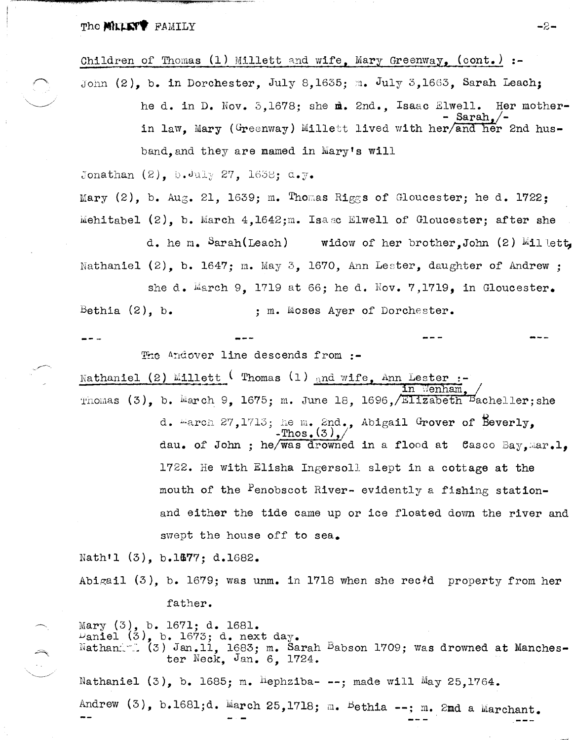Children of Thomas (1) Millett and wife, Mary Greenway, (cont.) :-

John (2), b. in Dorchester, July 8,1635; m. July 3,1663, Sarah Leach; he d. in D. Nov. 3,1678; she m. 2nd., Isaac Elwell. Her mother-in law, Mary (Greenway) Millett lived with her/- Sarah,/- and her 2nd husband, and they are named in Mary's will

Jonathan (2), b. July 27, 1638; d.y.

Mary (2), b. Aug. 21, 1639; m. Thomas Riggs of Gloucester; he d. 1722;

Mehitabel (2), b. March 4,1642; m. Isaac Elwell of Gloucester; after she d. he m. Sarah(Leach) widow of her brother, John (2) Millett,

Nathaniel (2), b. 1647; m. May 3, 1670, Ann Lester, daughter of Andrew ; she d. March 9, 1719 at 66; he d. Nov. 7,1719, in Gloucester.

Bethia (2), b. ; m. Moses Ayer of Dorchester.

--- --- --- ---

The Andover line descends from :-

Nathaniel (2) Millett ( Thomas (1) and wife, Ann Lester :-

Thomas (3), b. March 9, 1675; m. June 18, 1696, in Wenham, Elizabeth Bacheller; she d. March 27,1713; he m. 2nd., Abigail Grover of Beverly, dau. of John ; he -Thos. (3),- was drowned in a flood at Casco Bay, Mar.1, 1722. He with Elisha Ingersoll slept in a cottage at the mouth of the Penobscot River- evidently a fishing station- and either the tide came up or ice floated down the river and swept the house off to sea.

Nath'l (3), b.1677; d.1682.

Abigail (3), b. 1679; was unm. in 1718 when she rec'd property from her father.

Mary (3), b. 1671; d. 1681.
Daniel (3), b. 1673; d. next day.
Nathaniel (3) Jan.11, 1683; m. Sarah Babson 1709; was drowned at Manchester Neck, Jan. 6, 1724.

Nathaniel (3), b. 1685; m. Hephziba- --; made will May 25,1764.

Andrew (3), b.1681; d. March 25,1718; m. Bethia --; m. 2nd a Marchant.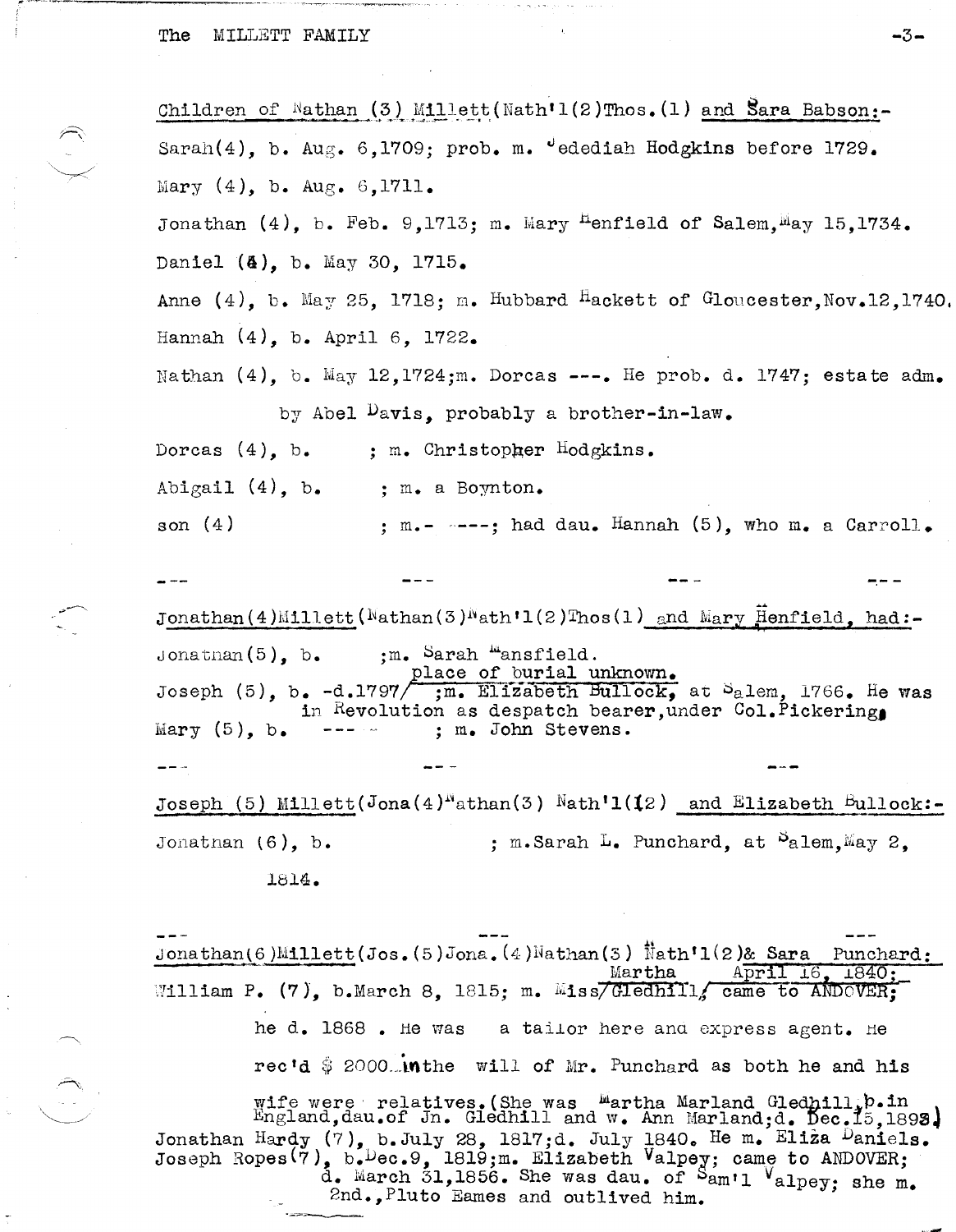Children of Nathan (3) Millett(Nath'l(2)Thos.(1) and Sara Babson:-

Sarah(4), b. Aug. 6,1709; prob. m. Jedediah Hodgkins before 1729.

Mary (4), b. Aug. 6,1711.

Jonathan (4), b. Feb. 9,1713; m. Mary Henfield of Salem,May 15,1734.

Daniel (4), b. May 30, 1715.

Anne (4), b. May 25, 1718; m. Hubbard Hackett of Gloucester,Nov.12,1740.

Hannah (4), b. April 6, 1722.

Nathan (4), b. May 12,1724;m. Dorcas ---. He prob. d. 1747; estate adm. by Abel Davis, probably a brother-in-law.

Dorcas (4), b. ; m. Christopher Hodgkins.

Abigail (4), b. ; m. a Boynton.

son (4) ; m.- ----; had dau. Hannah (5), who m. a Carroll.

--- --- --- ---

Jonathan(4)Millett(Nathan(3)Nath'l(2)Thos(1) and Mary Henfield, had:-

Jonathan(5), b. ;m. Sarah Mansfield.

Joseph (5), b. -d.1797/ place of burial unknown. ;m. Elizabeth Bullock, at Salem, 1766. He was in Revolution as despatch bearer,under Col.Pickering.

Mary (5), b. --- ; m. John Stevens.

--- --- ---

Joseph (5) Millett(Jona(4)Nathan(3) Nath'l(2) and Elizabeth Bullock:-

Jonathan (6), b. ; m.Sarah L. Punchard, at Salem,May 2, 1814.

--- --- ---

Jonathan(6)Millett(Jos.(5)Jona.(4)Nathan(3) Nath'l(2)& Sara Punchard:

William P. (7), b.March 8, 1815; m. Miss/Martha Gledhill/ April 16, 1840; came to ANDOVER; he d. 1868 . He was a tailor here and express agent. He rec'd $ 2000 inthe will of Mr. Punchard as both he and his wife were relatives.(She was Martha Marland Gledhill,b.in England,dau.of Jn. Gledhill and w. Ann Marland;d. Dec.15,1893.)

Jonathan Hardy (7), b.July 28, 1817;d. July 1840. He m. Eliza Daniels.

Joseph Ropes(7), b.Dec.9, 1819;m. Elizabeth Valpey; came to ANDOVER; d. March 31,1856. She was dau. of Sam'l Valpey; she m. 2nd.,Pluto Eames and outlived him.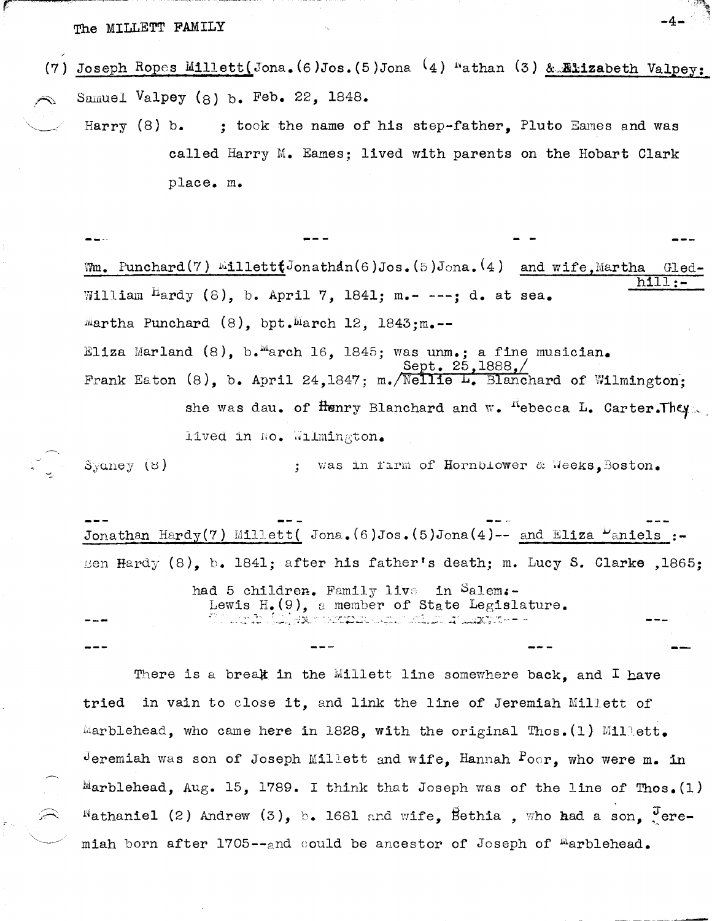(7) Joseph Ropes Millett(Jona.(6)Jos.(5)Jona (4) Nathan (3) & Elizabeth Valpey:

Samuel Valpey (8) b. Feb. 22, 1848.

Harry (8) b. ; took the name of his step-father, Pluto Eames and was called Harry M. Eames; lived with parents on the Hobart Clark place. m.

--- --- - - ---

Wm. Punchard(7) Millett(Jonathan(6)Jos.(5)Jona.(4) and wife,Martha Gledhill:-

William Hardy (8), b. April 7, 1841; m.- ---; d. at sea.

Martha Punchard (8), bpt.March 12, 1843;m.--

Eliza Marland (8), b.March 16, 1845; was unm.; a fine musician.

Frank Eaton (8), b. April 24,1847; m. Sept. 25,1888,/Nellie L. Blanchard of Wilmington; she was dau. of Henry Blanchard and w. Rebecca L. Carter.They lived in No. Wilmington.

Sydney (8) ; was in firm of Hornblower & Weeks,Boston.

--- --- --- ---

Jonathan Hardy(7) Millett( Jona.(6)Jos.(5)Jona(4)-- and Eliza Daniels :-

Ben Hardy (8), b. 1841; after his father's death; m. Lucy S. Clarke ,1865; had 5 children. Family live in Salem:-

Lewis H.(9), a member of State Legislature.

--- --- --- ---

There is a break in the Millett line somewhere back, and I have tried in vain to close it, and link the line of Jeremiah Millett of Marblehead, who came here in 1828, with the original Thos.(1) Millett. Jeremiah was son of Joseph Millett and wife, Hannah Poor, who were m. in Marblehead, Aug. 15, 1789. I think that Joseph was of the line of Thos.(1) Nathaniel (2) Andrew (3), b. 1681 and wife, Bethia , who had a son, Jeremiah born after 1705--and could be ancestor of Joseph of Marblehead.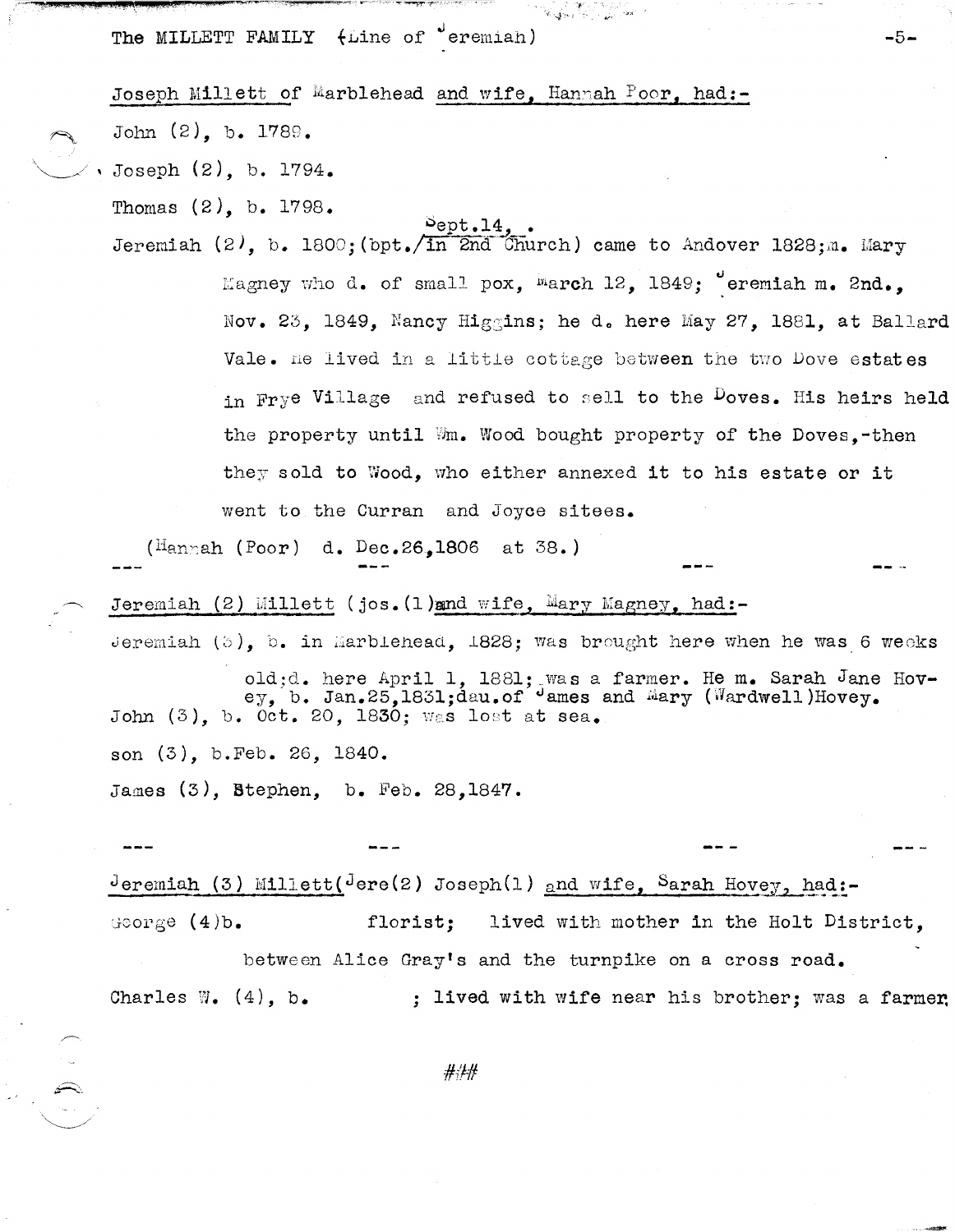The MILLETT FAMILY (Line of Jeremiah)

Joseph Millett of Marblehead and wife, Hannah Poor, had:-

John (2), b. 1789.

Joseph (2), b. 1794.

Thomas (2), b. 1798.

Jeremiah (2), b. 1800; (bpt. Sept.14, in 2nd Church) came to Andover 1828; m. Mary Magney who d. of small pox, March 12, 1849; Jeremiah m. 2nd., Nov. 23, 1849, Nancy Higgins; he d. here May 27, 1881, at Ballard Vale. He lived in a little cottage between the two Dove estates in Frye Village and refused to sell to the Doves. His heirs held the property until Wm. Wood bought property of the Doves,-then they sold to Wood, who either annexed it to his estate or it went to the Curran and Joyce sitees.

(Hannah (Poor) d. Dec.26,1806 at 38.)

--- --- --- ---

Jeremiah (2) Millett (Jos.(1) and wife, Mary Magney, had:-

Jeremiah (3), b. in Marblehead, 1828; was brought here when he was 6 weeks old; d. here April 1, 1881; was a farmer. He m. Sarah Jane Hovey, b. Jan.25,1831; dau. of James and Mary (Wardwell) Hovey.

John (3), b. Oct. 20, 1830; was lost at sea.

son (3), b. Feb. 26, 1840.

James (3), Stephen, b. Feb. 28,1847.

--- --- --- ---

Jeremiah (3) Millett (Jere(2) Joseph(1) and wife, Sarah Hovey, had:-

George (4) b. florist; lived with mother in the Holt District, between Alice Gray's and the turnpike on a cross road.

Charles W. (4), b. ; lived with wife near his brother; was a farmer.

###